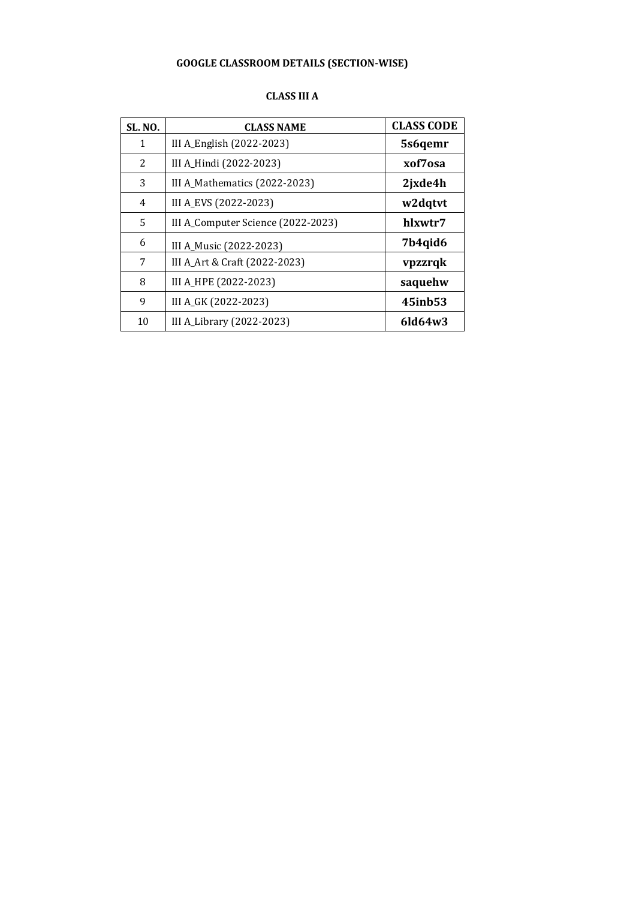# GOOGLE CLASSROOM DETAILS (SECTION-WISE)

## CLASS III A

| SL. NO. | CLASS NAME | CLASS CODE |
|---|---|---|
| 1 | III A_English (2022-2023) | **5s6qemr** |
| 2 | III A_Hindi (2022-2023) | **xof7osa** |
| 3 | III A_Mathematics (2022-2023) | **2jxde4h** |
| 4 | III A_EVS (2022-2023) | **w2dqtvt** |
| 5 | III A_Computer Science (2022-2023) | **hlxwtr7** |
| 6 | III A_Music (2022-2023) | **7b4qid6** |
| 7 | III A_Art & Craft (2022-2023) | **vpzzrqk** |
| 8 | III A_HPE (2022-2023) | **saquehw** |
| 9 | III A_GK (2022-2023) | **45inb53** |
| 10 | III A_Library (2022-2023) | **6ld64w3** |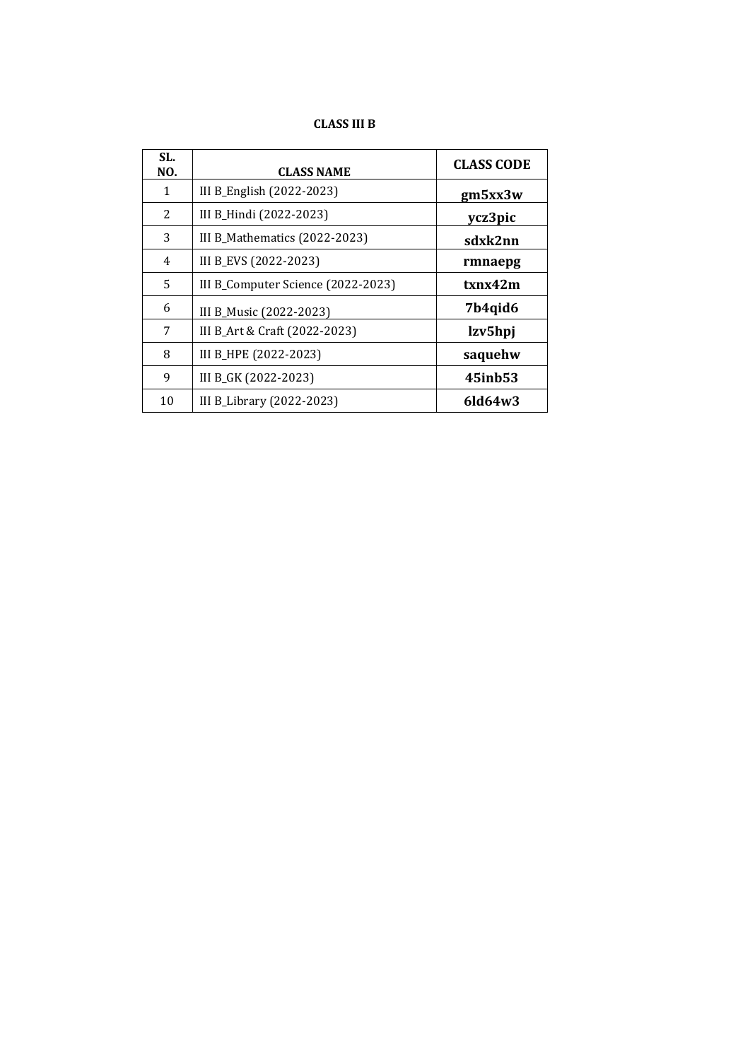**CLASS III B**

| SL. NO. | CLASS NAME | CLASS CODE |
|---|---|---|
| 1 | III B_English (2022-2023) | **gm5xx3w** |
| 2 | III B_Hindi (2022-2023) | **ycz3pic** |
| 3 | III B_Mathematics (2022-2023) | **sdxk2nn** |
| 4 | III B_EVS (2022-2023) | **rmnaepg** |
| 5 | III B_Computer Science (2022-2023) | **txnx42m** |
| 6 | III B_Music (2022-2023) | **7b4qid6** |
| 7 | III B_Art & Craft (2022-2023) | **lzv5hpj** |
| 8 | III B_HPE (2022-2023) | **saquehw** |
| 9 | III B_GK (2022-2023) | **45inb53** |
| 10 | III B_Library (2022-2023) | **6ld64w3** |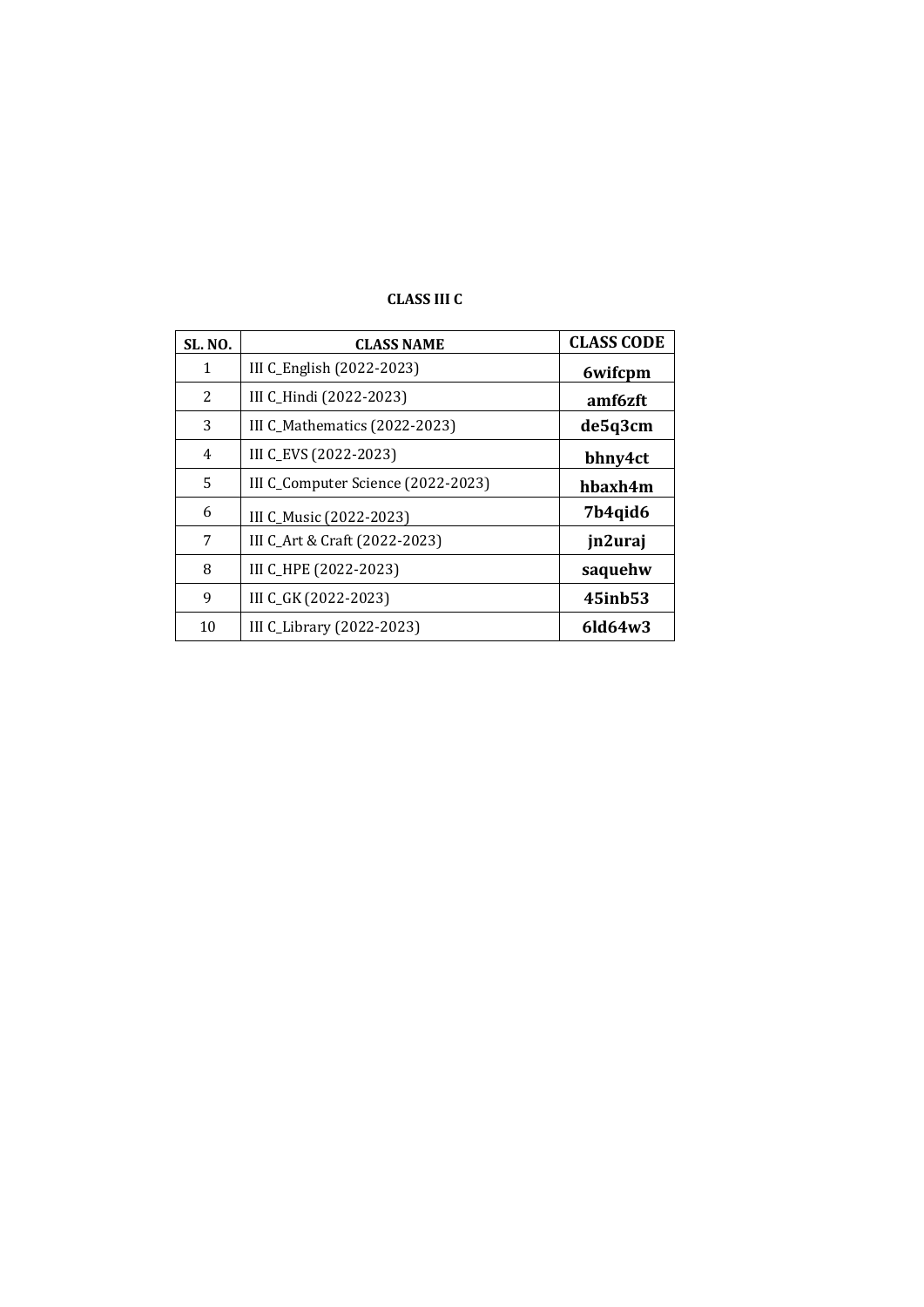**CLASS III C**

| SL. NO. | CLASS NAME | CLASS CODE |
|---|---|---|
| 1 | III C_English (2022-2023) | **6wifcpm** |
| 2 | III C_Hindi (2022-2023) | **amf6zft** |
| 3 | III C_Mathematics (2022-2023) | **de5q3cm** |
| 4 | III C_EVS (2022-2023) | **bhny4ct** |
| 5 | III C_Computer Science (2022-2023) | **hbaxh4m** |
| 6 | III C_Music (2022-2023) | **7b4qid6** |
| 7 | III C_Art & Craft (2022-2023) | **jn2uraj** |
| 8 | III C_HPE (2022-2023) | **saquehw** |
| 9 | III C_GK (2022-2023) | **45inb53** |
| 10 | III C_Library (2022-2023) | **6ld64w3** |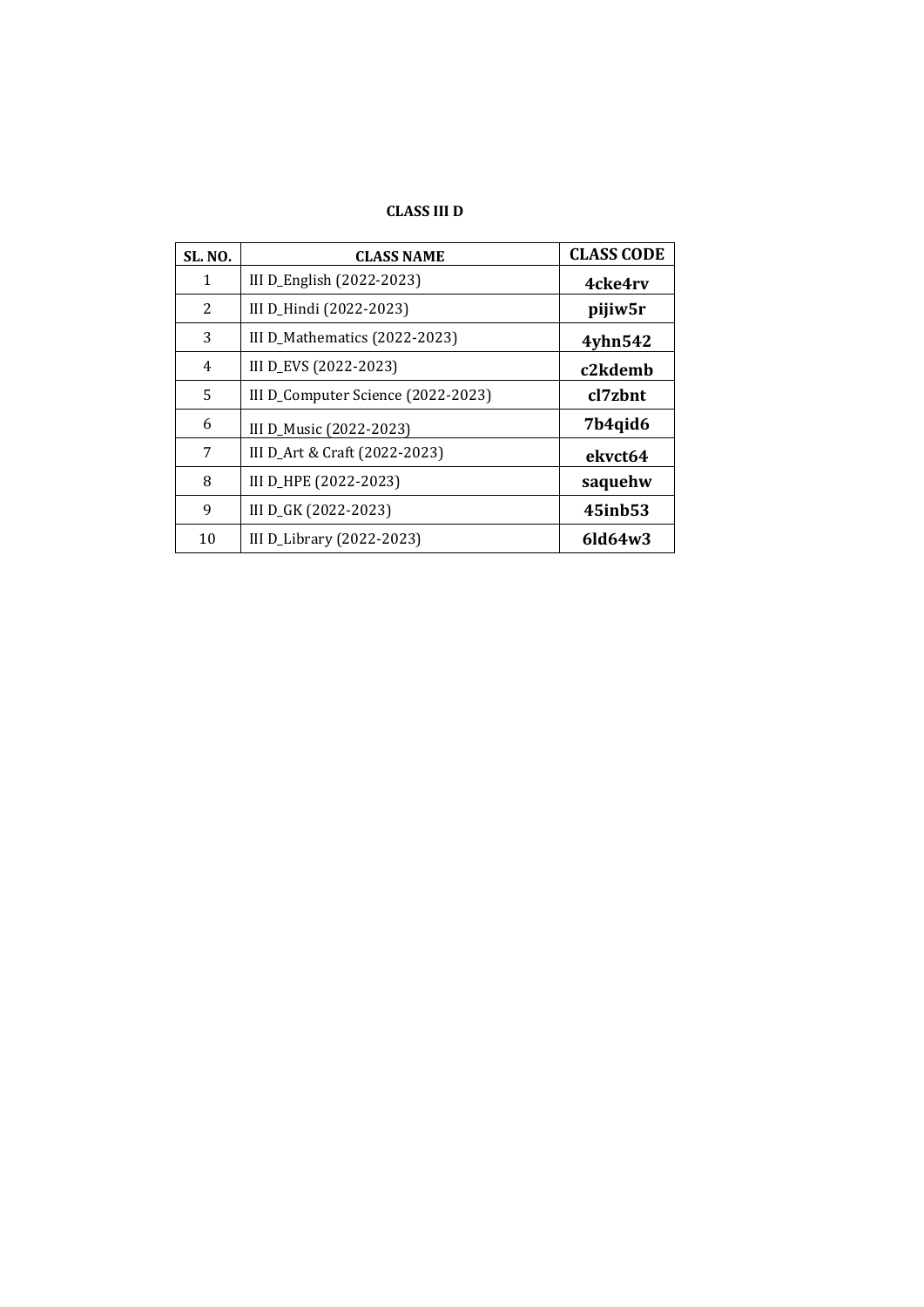**CLASS III D**

| SL. NO. | CLASS NAME | CLASS CODE |
|---|---|---|
| 1 | III D_English (2022-2023) | **4cke4rv** |
| 2 | III D_Hindi (2022-2023) | **pijiw5r** |
| 3 | III D_Mathematics (2022-2023) | **4yhn542** |
| 4 | III D_EVS (2022-2023) | **c2kdemb** |
| 5 | III D_Computer Science (2022-2023) | **cl7zbnt** |
| 6 | III D_Music (2022-2023) | **7b4qid6** |
| 7 | III D_Art & Craft (2022-2023) | **ekvct64** |
| 8 | III D_HPE (2022-2023) | **saquehw** |
| 9 | III D_GK (2022-2023) | **45inb53** |
| 10 | III D_Library (2022-2023) | **6ld64w3** |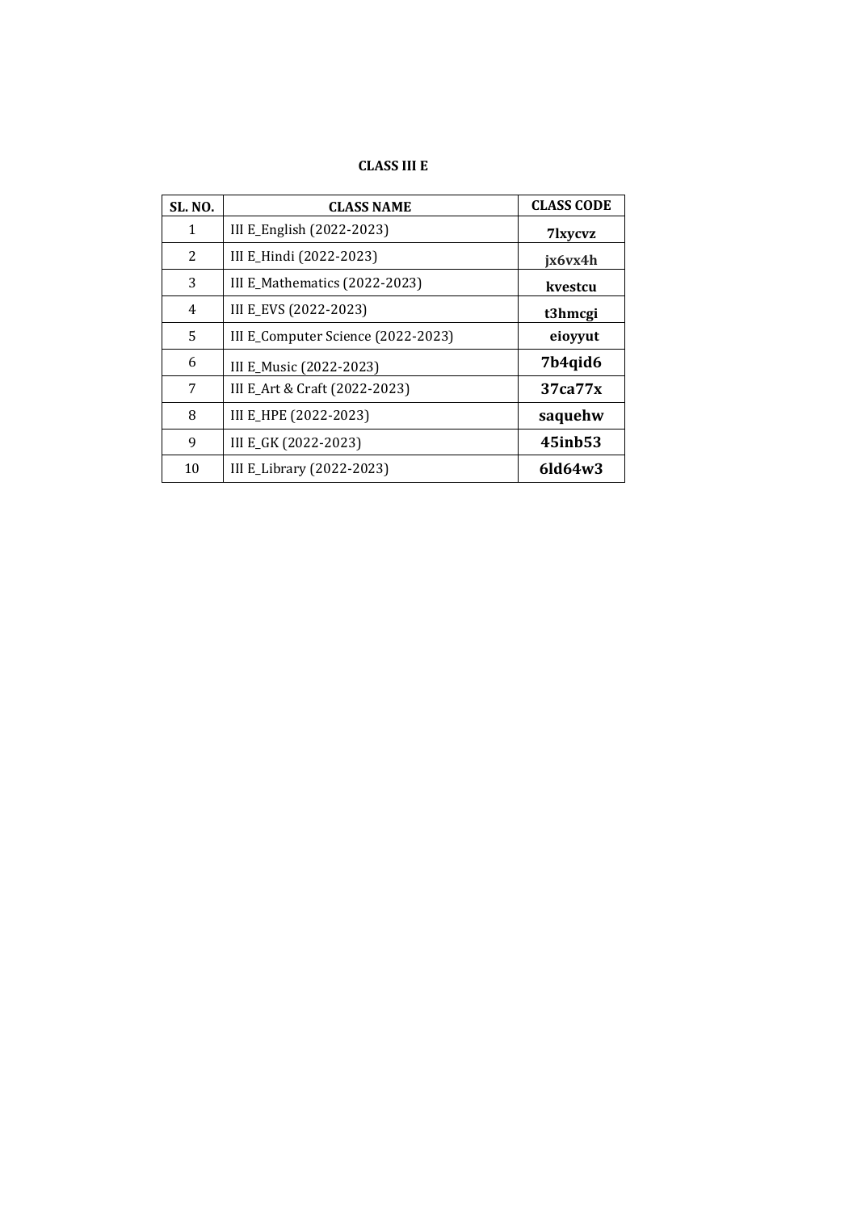**CLASS III E**

| SL. NO. | CLASS NAME | CLASS CODE |
|---|---|---|
| 1 | III E_English (2022-2023) | **7lxycvz** |
| 2 | III E_Hindi (2022-2023) | **jx6vx4h** |
| 3 | III E_Mathematics (2022-2023) | **kvestcu** |
| 4 | III E_EVS (2022-2023) | **t3hmcgi** |
| 5 | III E_Computer Science (2022-2023) | **eioyyut** |
| 6 | III E_Music (2022-2023) | **7b4qid6** |
| 7 | III E_Art & Craft (2022-2023) | **37ca77x** |
| 8 | III E_HPE (2022-2023) | **saquehw** |
| 9 | III E_GK (2022-2023) | **45inb53** |
| 10 | III E_Library (2022-2023) | **6ld64w3** |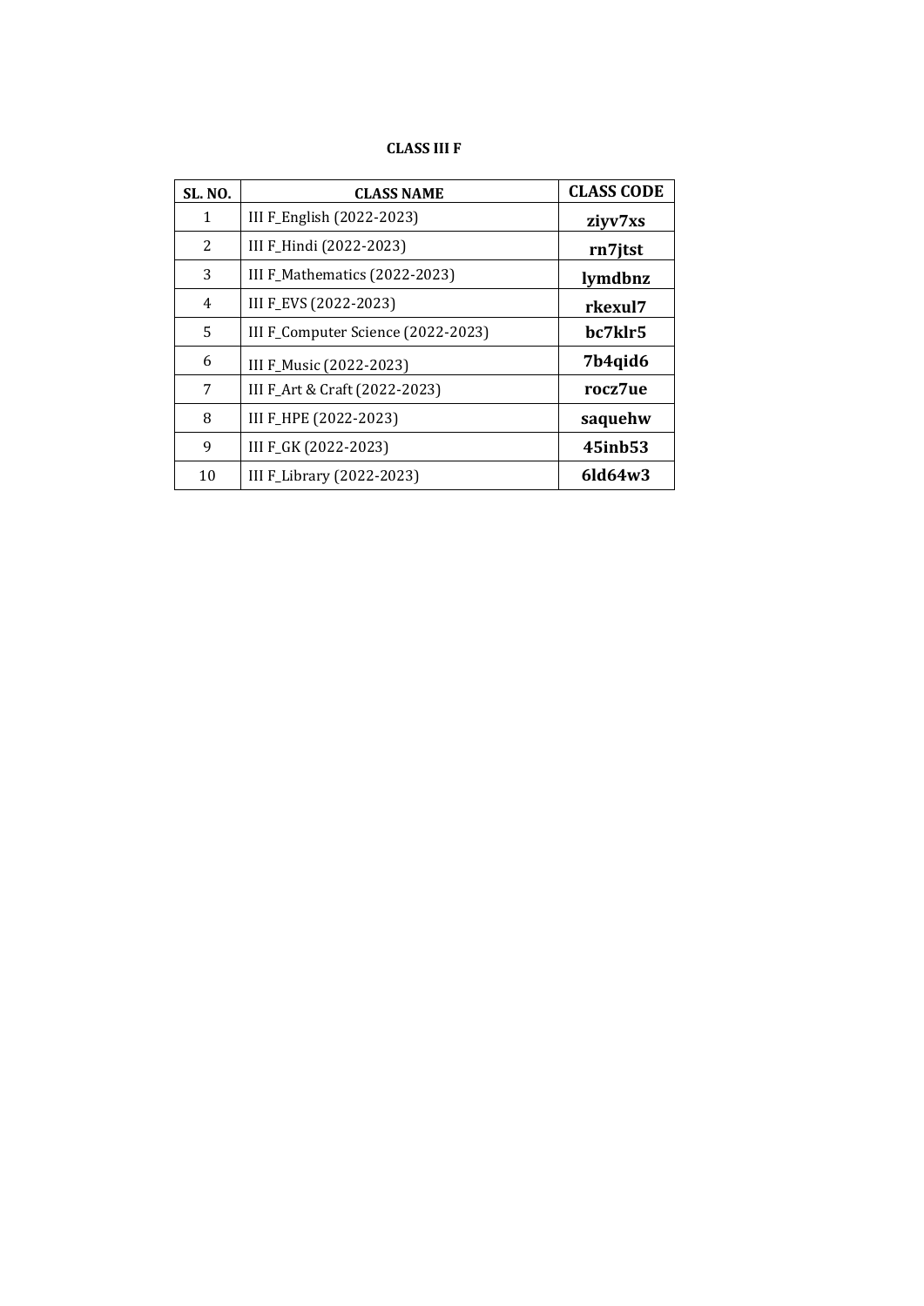**CLASS III F**

| SL. NO. | CLASS NAME | CLASS CODE |
|---|---|---|
| 1 | III F_English (2022-2023) | **ziyv7xs** |
| 2 | III F_Hindi (2022-2023) | **rn7jtst** |
| 3 | III F_Mathematics (2022-2023) | **lymdbnz** |
| 4 | III F_EVS (2022-2023) | **rkexul7** |
| 5 | III F_Computer Science (2022-2023) | **bc7klr5** |
| 6 | III F_Music (2022-2023) | **7b4qid6** |
| 7 | III F_Art & Craft (2022-2023) | **rocz7ue** |
| 8 | III F_HPE (2022-2023) | **saquehw** |
| 9 | III F_GK (2022-2023) | **45inb53** |
| 10 | III F_Library (2022-2023) | **6ld64w3** |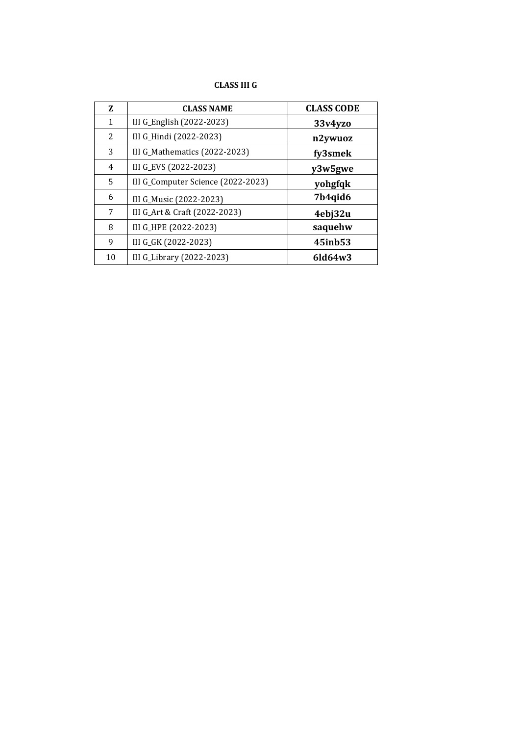**CLASS III G**

| Z | CLASS NAME | CLASS CODE |
|---|---|---|
| 1 | III G_English (2022-2023) | **33v4yzo** |
| 2 | III G_Hindi (2022-2023) | **n2ywuoz** |
| 3 | III G_Mathematics (2022-2023) | **fy3smek** |
| 4 | III G_EVS (2022-2023) | **y3w5gwe** |
| 5 | III G_Computer Science (2022-2023) | **yohgfqk** |
| 6 | III G_Music (2022-2023) | **7b4qid6** |
| 7 | III G_Art & Craft (2022-2023) | **4ebj32u** |
| 8 | III G_HPE (2022-2023) | **saquehw** |
| 9 | III G_GK (2022-2023) | **45inb53** |
| 10 | III G_Library (2022-2023) | **6ld64w3** |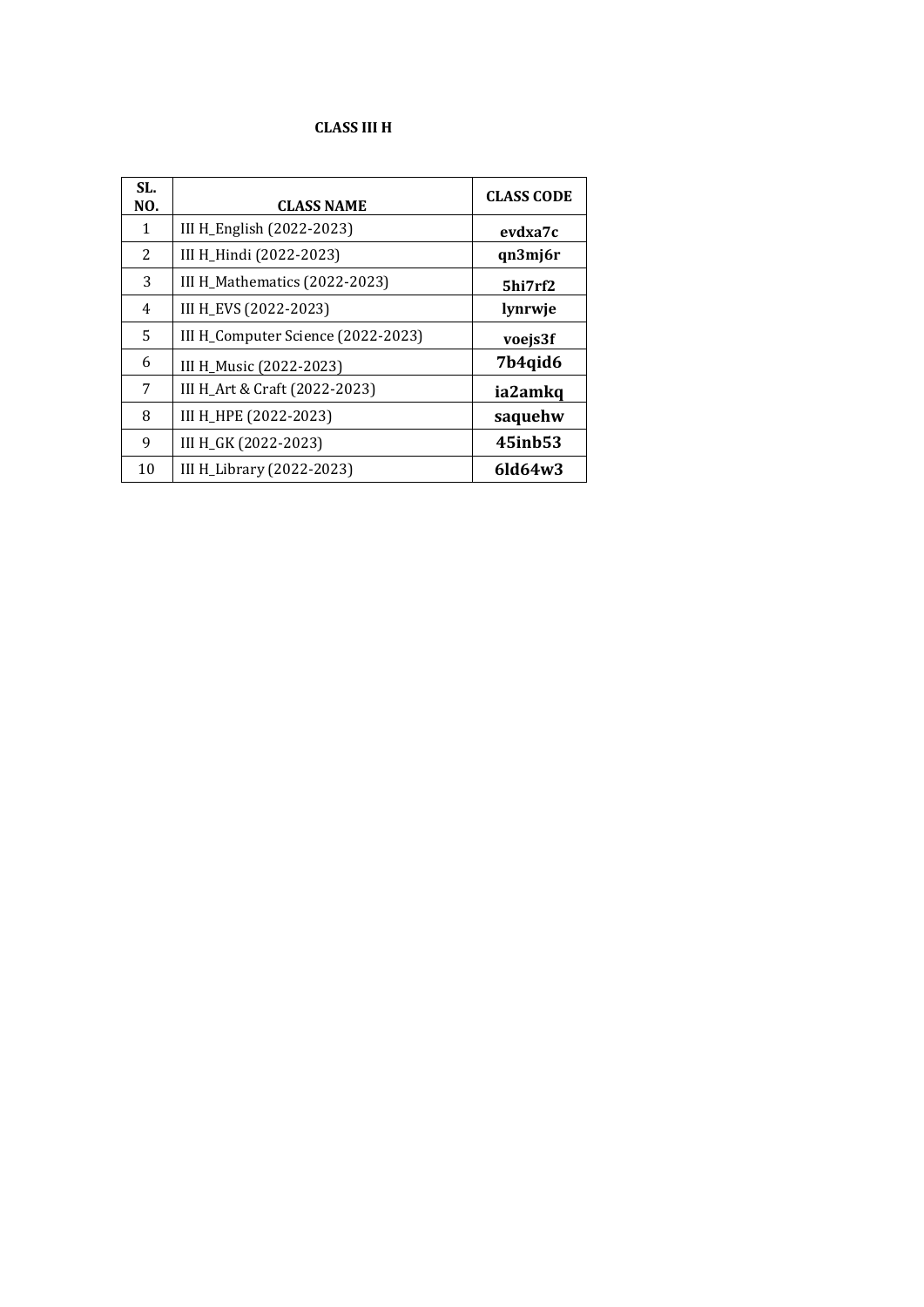**CLASS III H**

| SL. NO. | CLASS NAME | CLASS CODE |
|---|---|---|
| 1 | III H_English (2022-2023) | **evdxa7c** |
| 2 | III H_Hindi (2022-2023) | **qn3mj6r** |
| 3 | III H_Mathematics (2022-2023) | **5hi7rf2** |
| 4 | III H_EVS (2022-2023) | **lynrwje** |
| 5 | III H_Computer Science (2022-2023) | **voejs3f** |
| 6 | III H_Music (2022-2023) | **7b4qid6** |
| 7 | III H_Art & Craft (2022-2023) | **ia2amkq** |
| 8 | III H_HPE (2022-2023) | **saquehw** |
| 9 | III H_GK (2022-2023) | **45inb53** |
| 10 | III H_Library (2022-2023) | **6ld64w3** |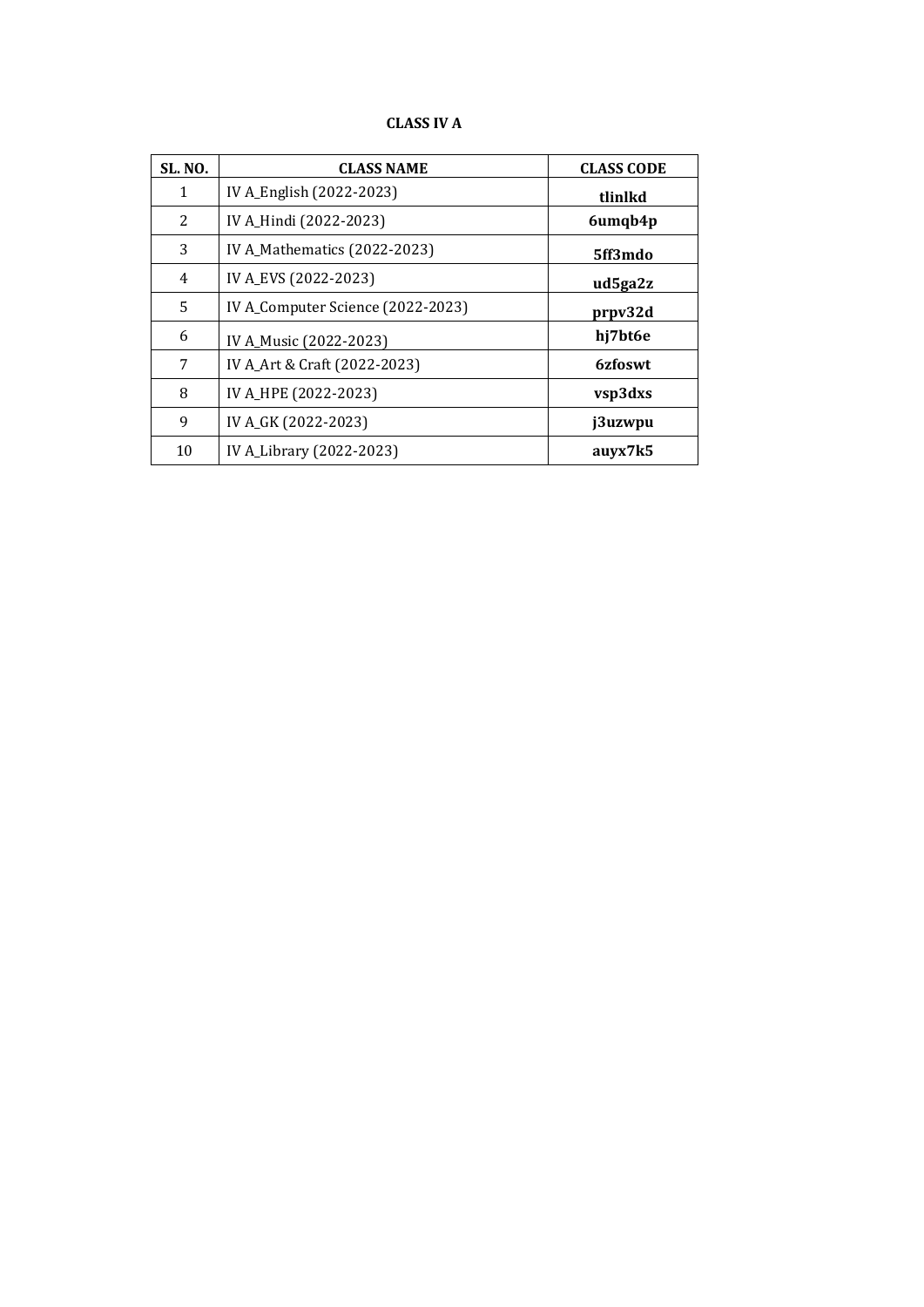**CLASS IV A**

| SL. NO. | CLASS NAME | CLASS CODE |
|---|---|---|
| 1 | IV A_English (2022-2023) | **tlinlkd** |
| 2 | IV A_Hindi (2022-2023) | **6umqb4p** |
| 3 | IV A_Mathematics (2022-2023) | **5ff3mdo** |
| 4 | IV A_EVS (2022-2023) | **ud5ga2z** |
| 5 | IV A_Computer Science (2022-2023) | **prpv32d** |
| 6 | IV A_Music (2022-2023) | **hj7bt6e** |
| 7 | IV A_Art & Craft (2022-2023) | **6zfoswt** |
| 8 | IV A_HPE (2022-2023) | **vsp3dxs** |
| 9 | IV A_GK (2022-2023) | **j3uzwpu** |
| 10 | IV A_Library (2022-2023) | **auyx7k5** |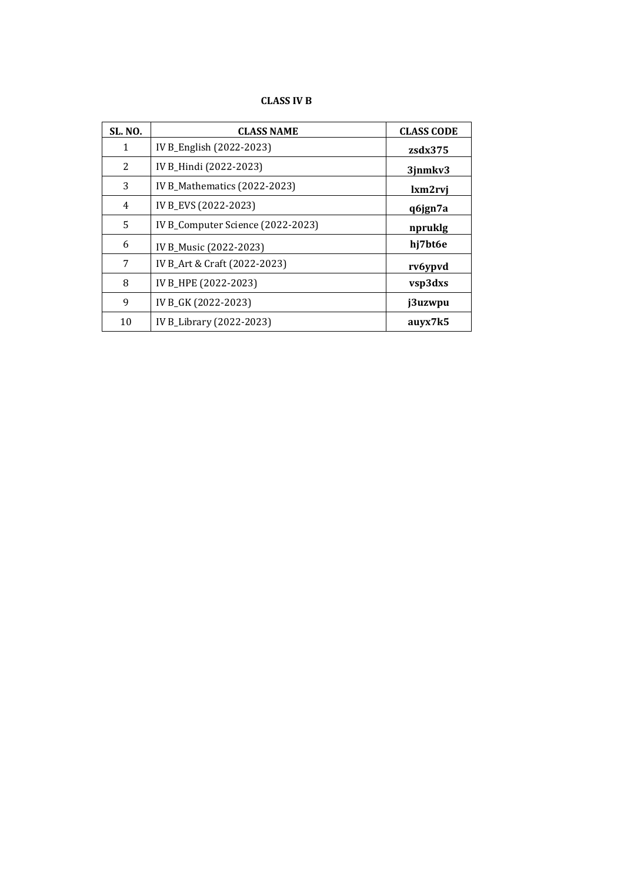**CLASS IV B**

| SL. NO. | CLASS NAME | CLASS CODE |
| --- | --- | --- |
| 1 | IV B_English (2022-2023) | **zsdx375** |
| 2 | IV B_Hindi (2022-2023) | **3jnmkv3** |
| 3 | IV B_Mathematics (2022-2023) | **lxm2rvj** |
| 4 | IV B_EVS (2022-2023) | **q6jgn7a** |
| 5 | IV B_Computer Science (2022-2023) | **npruklg** |
| 6 | IV B_Music (2022-2023) | **hj7bt6e** |
| 7 | IV B_Art & Craft (2022-2023) | **rv6ypvd** |
| 8 | IV B_HPE (2022-2023) | **vsp3dxs** |
| 9 | IV B_GK (2022-2023) | **j3uzwpu** |
| 10 | IV B_Library (2022-2023) | **auyx7k5** |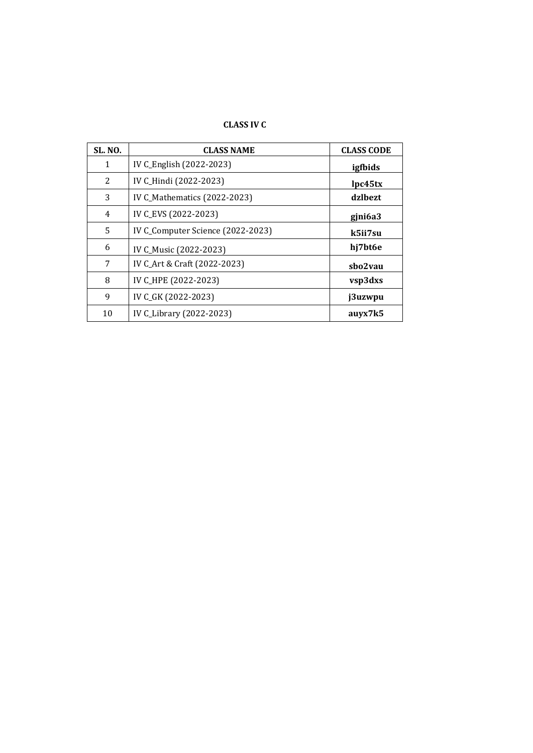**CLASS IV C**

| SL. NO. | CLASS NAME | CLASS CODE |
|---|---|---|
| 1 | IV C_English (2022-2023) | **igfbids** |
| 2 | IV C_Hindi (2022-2023) | **lpc45tx** |
| 3 | IV C_Mathematics (2022-2023) | **dzlbezt** |
| 4 | IV C_EVS (2022-2023) | **gjni6a3** |
| 5 | IV C_Computer Science (2022-2023) | **k5ii7su** |
| 6 | IV C_Music (2022-2023) | **hj7bt6e** |
| 7 | IV C_Art & Craft (2022-2023) | **sbo2vau** |
| 8 | IV C_HPE (2022-2023) | **vsp3dxs** |
| 9 | IV C_GK (2022-2023) | **j3uzwpu** |
| 10 | IV C_Library (2022-2023) | **auyx7k5** |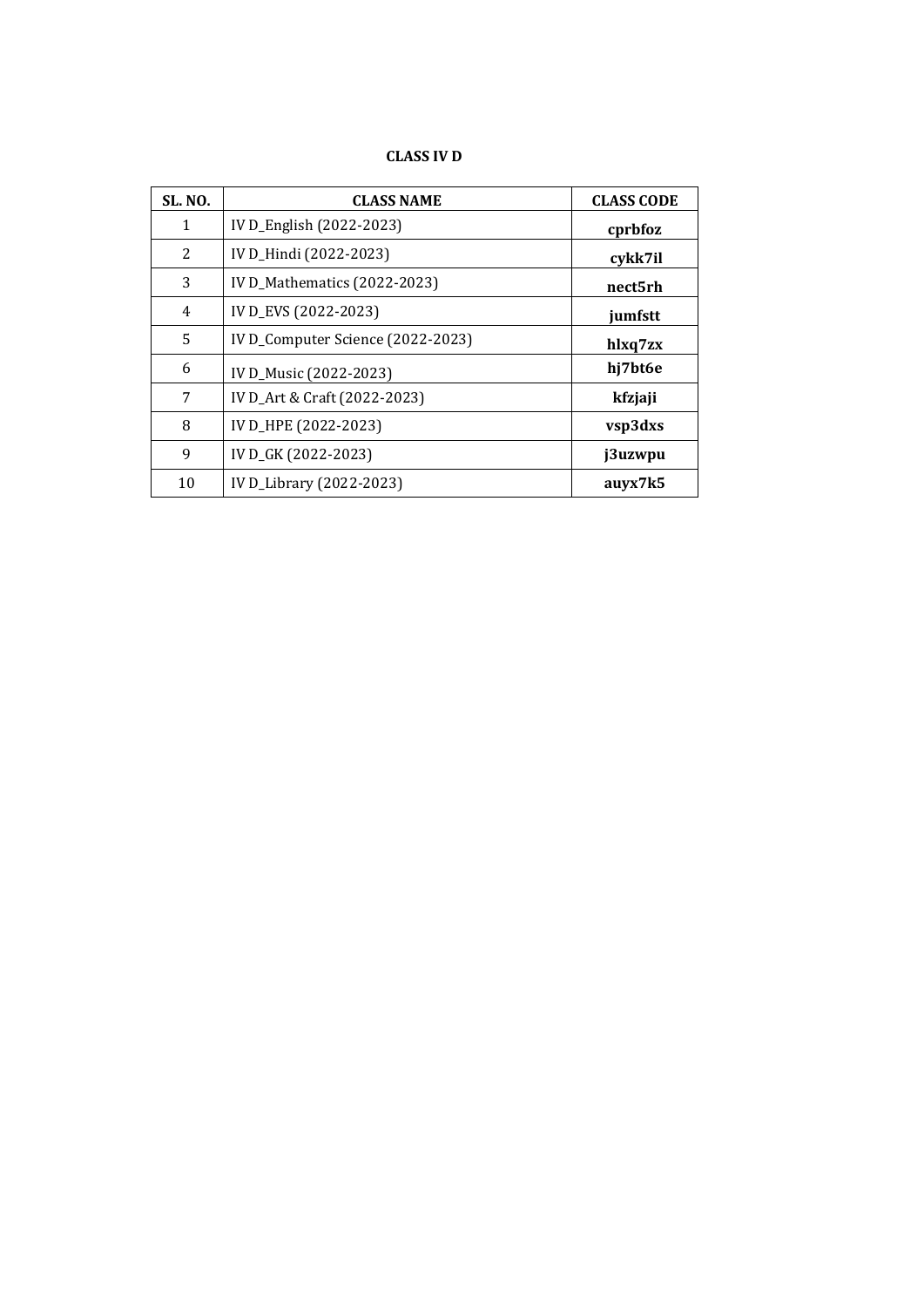**CLASS IV D**

| SL. NO. | CLASS NAME | CLASS CODE |
|---|---|---|
| 1 | IV D_English (2022-2023) | **cprbfoz** |
| 2 | IV D_Hindi (2022-2023) | **cykk7il** |
| 3 | IV D_Mathematics (2022-2023) | **nect5rh** |
| 4 | IV D_EVS (2022-2023) | **jumfstt** |
| 5 | IV D_Computer Science (2022-2023) | **hlxq7zx** |
| 6 | IV D_Music (2022-2023) | **hj7bt6e** |
| 7 | IV D_Art & Craft (2022-2023) | **kfzjaji** |
| 8 | IV D_HPE (2022-2023) | **vsp3dxs** |
| 9 | IV D_GK (2022-2023) | **j3uzwpu** |
| 10 | IV D_Library (2022-2023) | **auyx7k5** |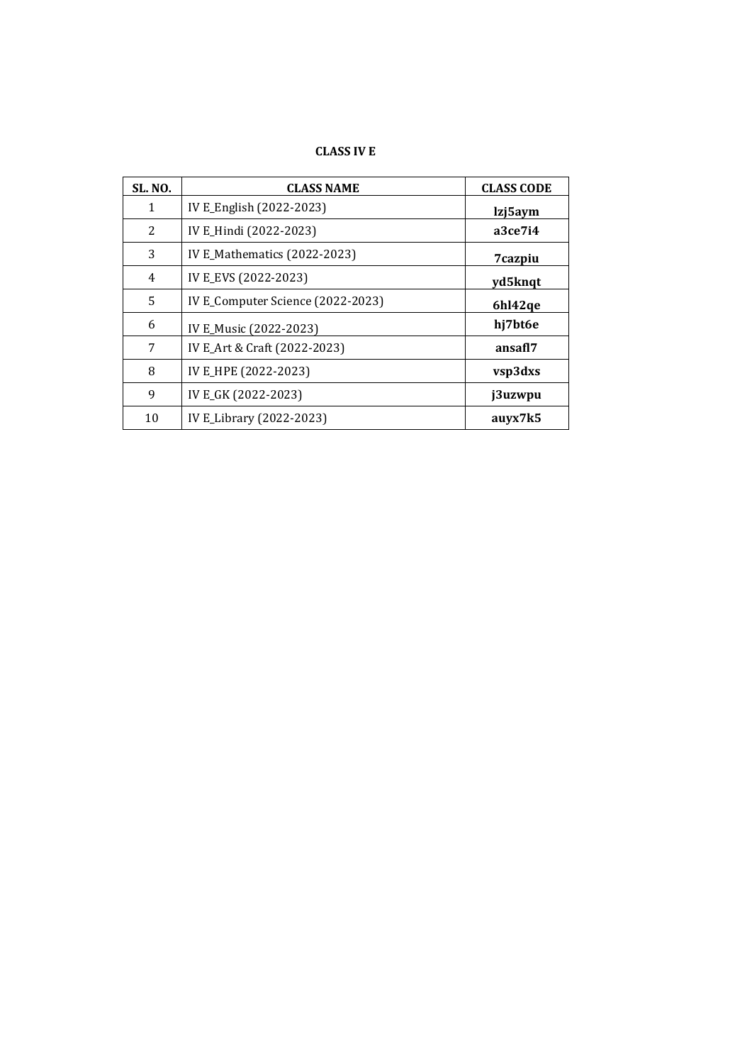**CLASS IV E**

| SL. NO. | CLASS NAME | CLASS CODE |
|---|---|---|
| 1 | IV E_English (2022-2023) | **lzj5aym** |
| 2 | IV E_Hindi (2022-2023) | **a3ce7i4** |
| 3 | IV E_Mathematics (2022-2023) | **7cazpiu** |
| 4 | IV E_EVS (2022-2023) | **yd5knqt** |
| 5 | IV E_Computer Science (2022-2023) | **6hl42qe** |
| 6 | IV E_Music (2022-2023) | **hj7bt6e** |
| 7 | IV E_Art & Craft (2022-2023) | **ansafl7** |
| 8 | IV E_HPE (2022-2023) | **vsp3dxs** |
| 9 | IV E_GK (2022-2023) | **j3uzwpu** |
| 10 | IV E_Library (2022-2023) | **auyx7k5** |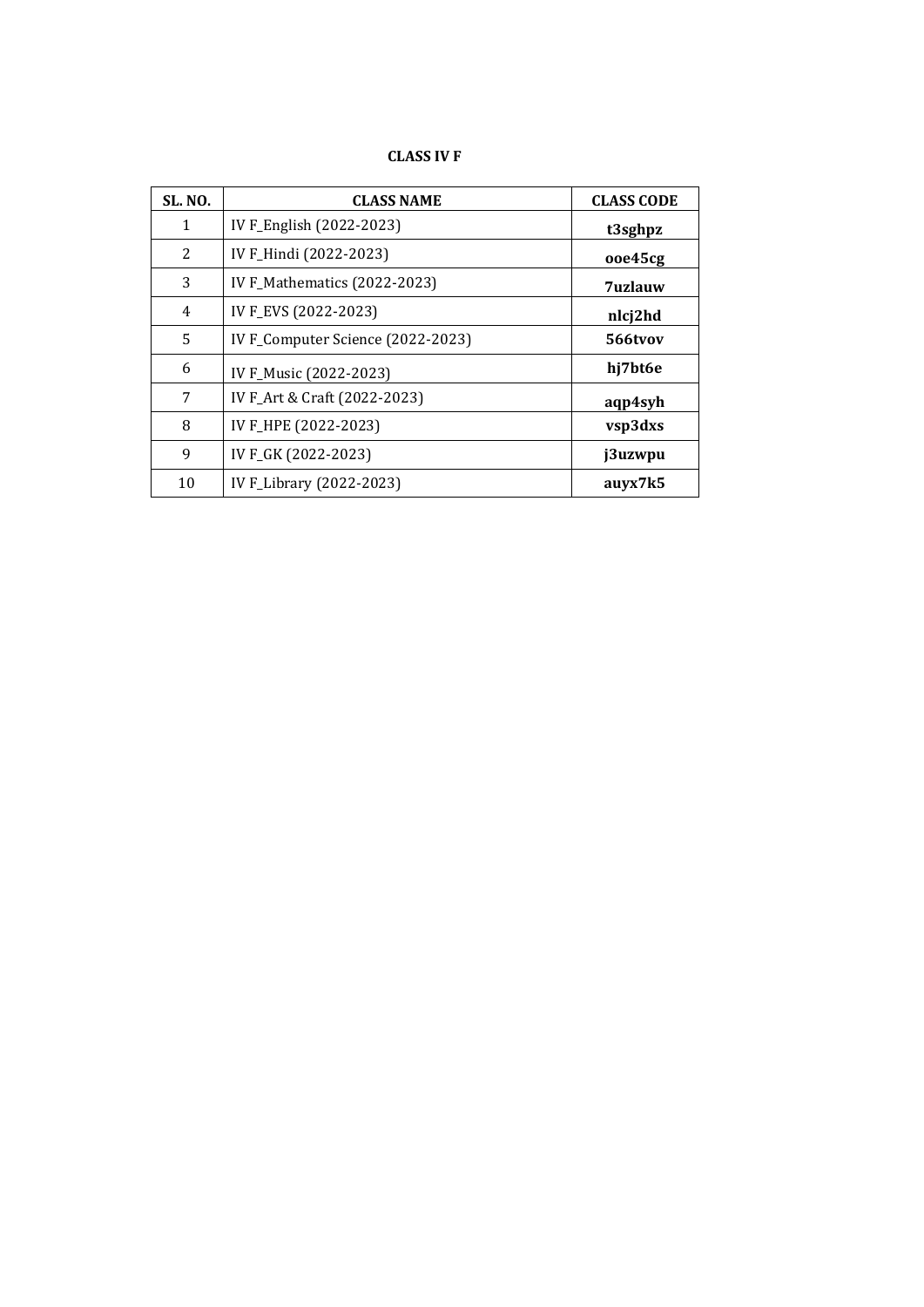**CLASS IV F**

| SL. NO. | CLASS NAME | CLASS CODE |
|---|---|---|
| 1 | IV F_English (2022-2023) | **t3sghpz** |
| 2 | IV F_Hindi (2022-2023) | **ooe45cg** |
| 3 | IV F_Mathematics (2022-2023) | **7uzlauw** |
| 4 | IV F_EVS (2022-2023) | **nlcj2hd** |
| 5 | IV F_Computer Science (2022-2023) | **566tvov** |
| 6 | IV F_Music (2022-2023) | **hj7bt6e** |
| 7 | IV F_Art & Craft (2022-2023) | **aqp4syh** |
| 8 | IV F_HPE (2022-2023) | **vsp3dxs** |
| 9 | IV F_GK (2022-2023) | **j3uzwpu** |
| 10 | IV F_Library (2022-2023) | **auyx7k5** |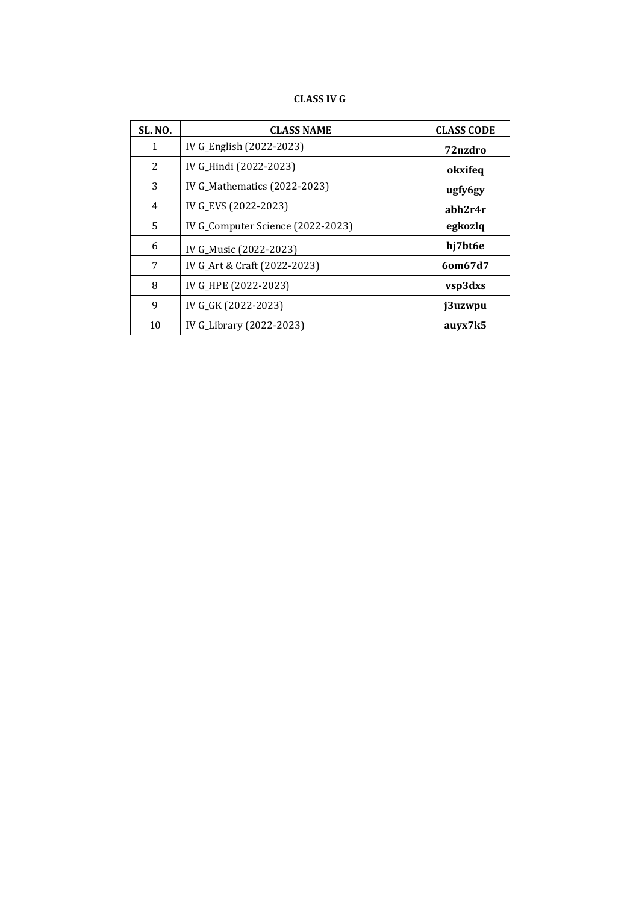**CLASS IV G**

| SL. NO. | CLASS NAME | CLASS CODE |
|---|---|---|
| 1 | IV G_English (2022-2023) | **72nzdro** |
| 2 | IV G_Hindi (2022-2023) | **okxifeq** |
| 3 | IV G_Mathematics (2022-2023) | **ugfy6gy** |
| 4 | IV G_EVS (2022-2023) | **abh2r4r** |
| 5 | IV G_Computer Science (2022-2023) | **egkozlq** |
| 6 | IV G_Music (2022-2023) | **hj7bt6e** |
| 7 | IV G_Art & Craft (2022-2023) | **6om67d7** |
| 8 | IV G_HPE (2022-2023) | **vsp3dxs** |
| 9 | IV G_GK (2022-2023) | **j3uzwpu** |
| 10 | IV G_Library (2022-2023) | **auyx7k5** |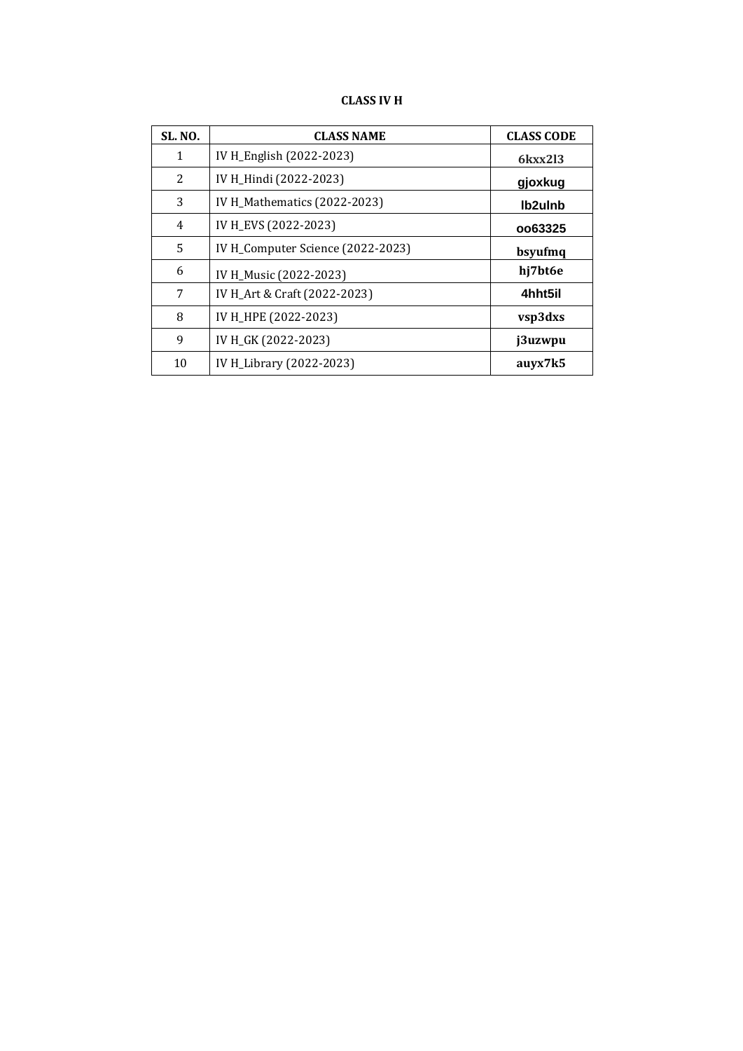**CLASS IV H**

| SL. NO. | CLASS NAME | CLASS CODE |
|---|---|---|
| 1 | IV H_English (2022-2023) | 6kxx2l3 |
| 2 | IV H_Hindi (2022-2023) | gjoxkug |
| 3 | IV H_Mathematics (2022-2023) | lb2ulnb |
| 4 | IV H_EVS (2022-2023) | oo63325 |
| 5 | IV H_Computer Science (2022-2023) | bsyufmq |
| 6 | IV H_Music (2022-2023) | hj7bt6e |
| 7 | IV H_Art & Craft (2022-2023) | 4hht5il |
| 8 | IV H_HPE (2022-2023) | vsp3dxs |
| 9 | IV H_GK (2022-2023) | j3uzwpu |
| 10 | IV H_Library (2022-2023) | auyx7k5 |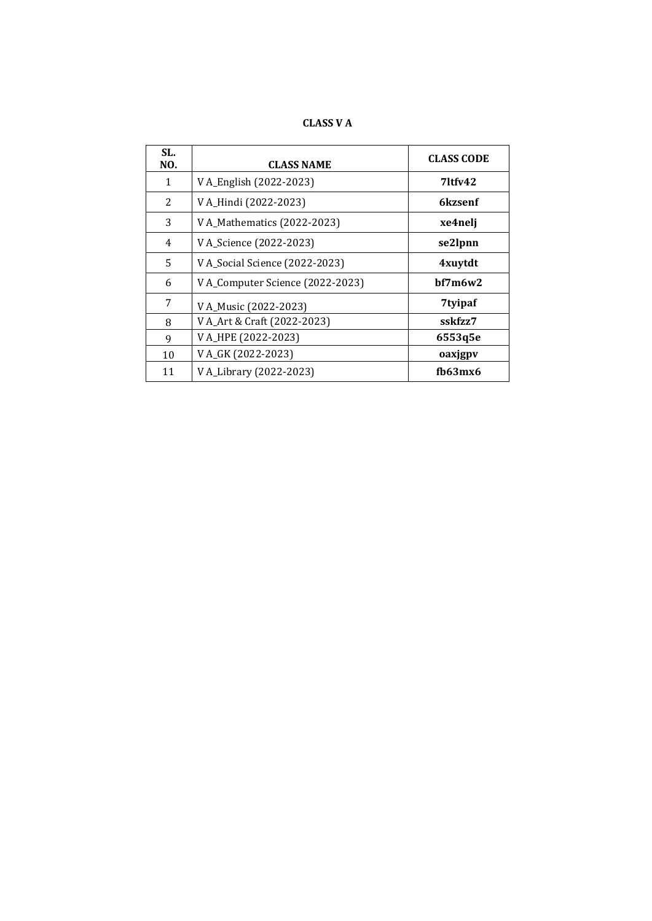**CLASS V A**

| SL. NO. | CLASS NAME | CLASS CODE |
|---|---|---|
| 1 | V A_English (2022-2023) | **7ltfv42** |
| 2 | V A_Hindi (2022-2023) | **6kzsenf** |
| 3 | V A_Mathematics (2022-2023) | **xe4nelj** |
| 4 | V A_Science (2022-2023) | **se2lpnn** |
| 5 | V A_Social Science (2022-2023) | **4xuytdt** |
| 6 | V A_Computer Science (2022-2023) | **bf7m6w2** |
| 7 | V A_Music (2022-2023) | **7tyipaf** |
| 8 | V A_Art & Craft (2022-2023) | **sskfzz7** |
| 9 | V A_HPE (2022-2023) | **6553q5e** |
| 10 | V A_GK (2022-2023) | **oaxjgpv** |
| 11 | V A_Library (2022-2023) | **fb63mx6** |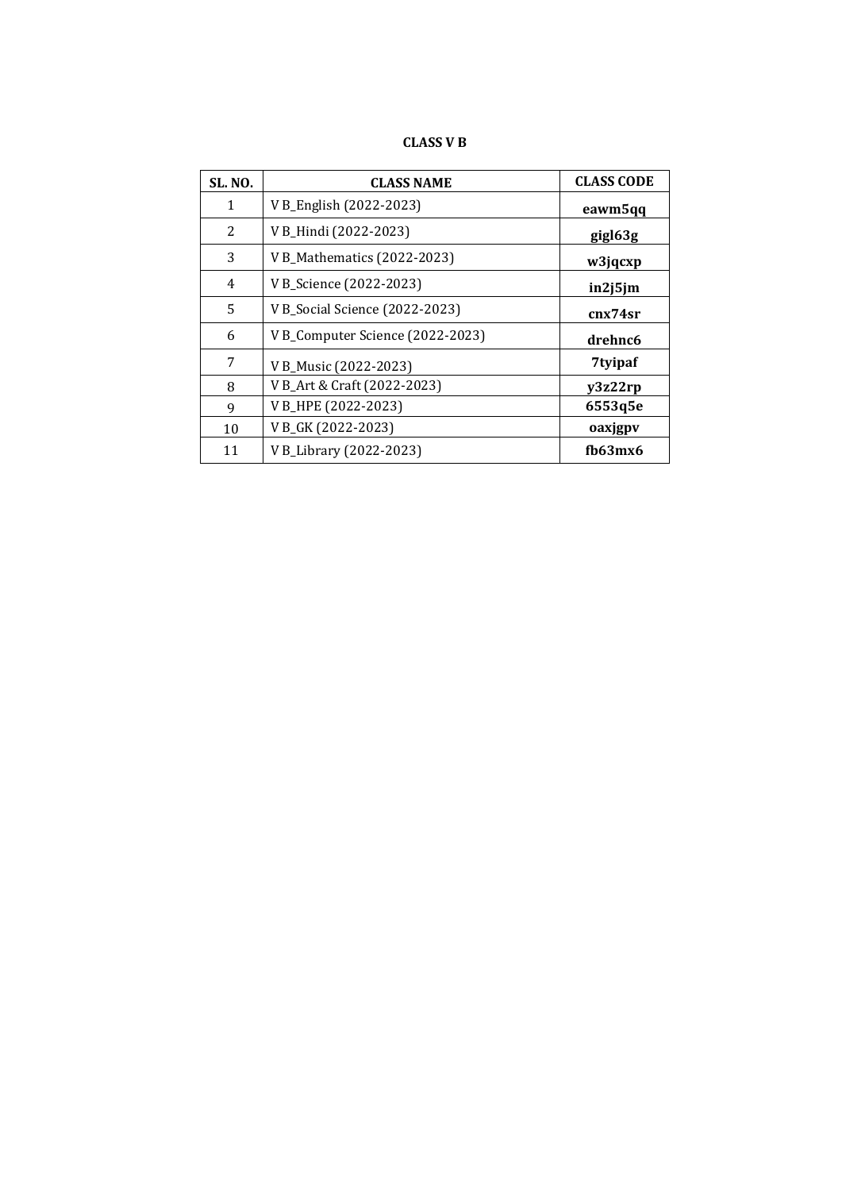**CLASS V B**

| SL. NO. | CLASS NAME | CLASS CODE |
|---|---|---|
| 1 | V B_English (2022-2023) | **eawm5qq** |
| 2 | V B_Hindi (2022-2023) | **gigl63g** |
| 3 | V B_Mathematics (2022-2023) | **w3jqcxp** |
| 4 | V B_Science (2022-2023) | **in2j5jm** |
| 5 | V B_Social Science (2022-2023) | **cnx74sr** |
| 6 | V B_Computer Science (2022-2023) | **drehnc6** |
| 7 | V B_Music (2022-2023) | **7tyipaf** |
| 8 | V B_Art & Craft (2022-2023) | **y3z22rp** |
| 9 | V B_HPE (2022-2023) | **6553q5e** |
| 10 | V B_GK (2022-2023) | **oaxjgpv** |
| 11 | V B_Library (2022-2023) | **fb63mx6** |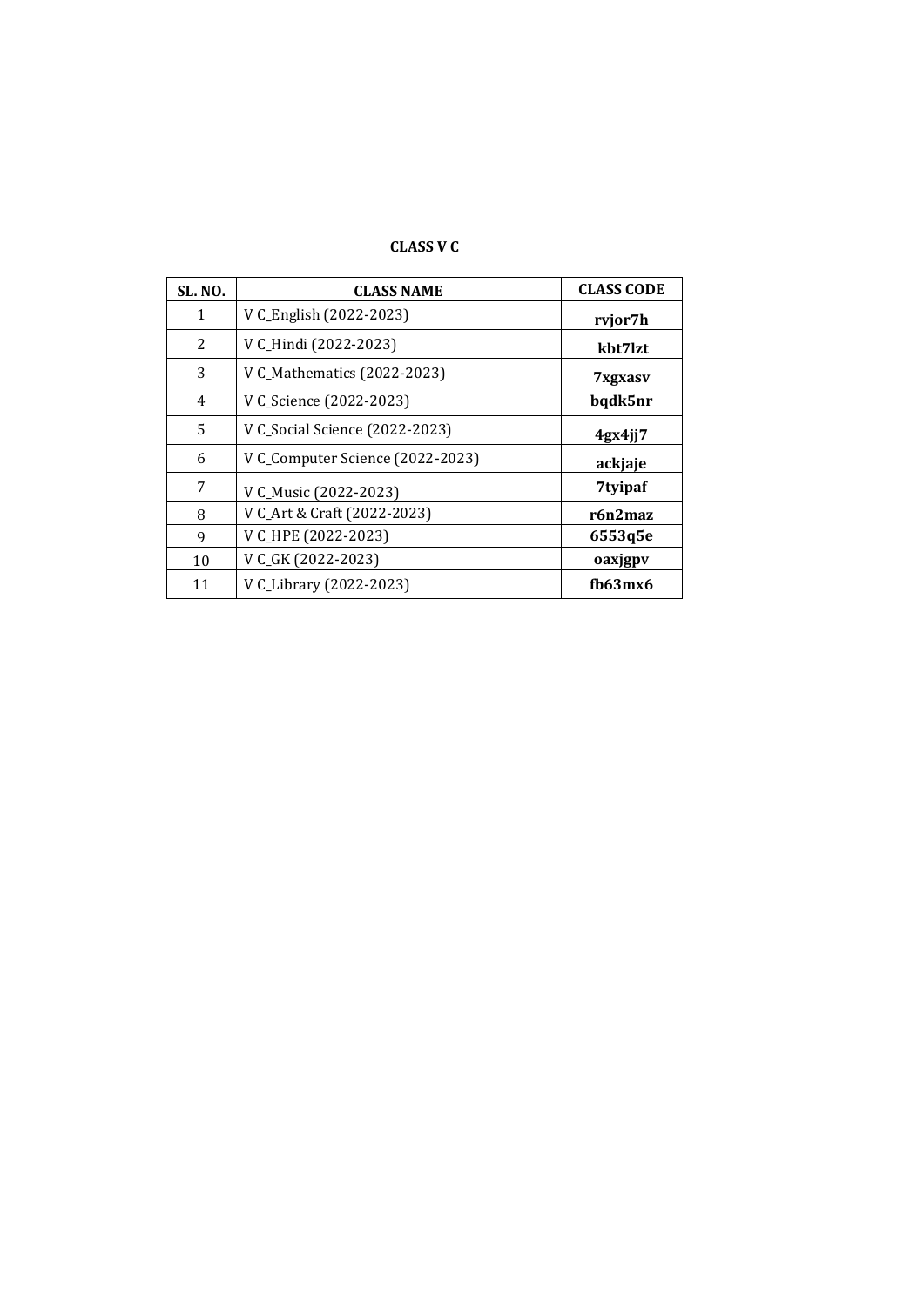**CLASS V C**

| SL. NO. | CLASS NAME | CLASS CODE |
|---|---|---|
| 1 | V C_English (2022-2023) | **rvjor7h** |
| 2 | V C_Hindi (2022-2023) | **kbt7lzt** |
| 3 | V C_Mathematics (2022-2023) | **7xgxasv** |
| 4 | V C_Science (2022-2023) | **bqdk5nr** |
| 5 | V C_Social Science (2022-2023) | **4gx4jj7** |
| 6 | V C_Computer Science (2022-2023) | **ackjaje** |
| 7 | V C_Music (2022-2023) | **7tyipaf** |
| 8 | V C_Art & Craft (2022-2023) | **r6n2maz** |
| 9 | V C_HPE (2022-2023) | **6553q5e** |
| 10 | V C_GK (2022-2023) | **oaxjgpv** |
| 11 | V C_Library (2022-2023) | **fb63mx6** |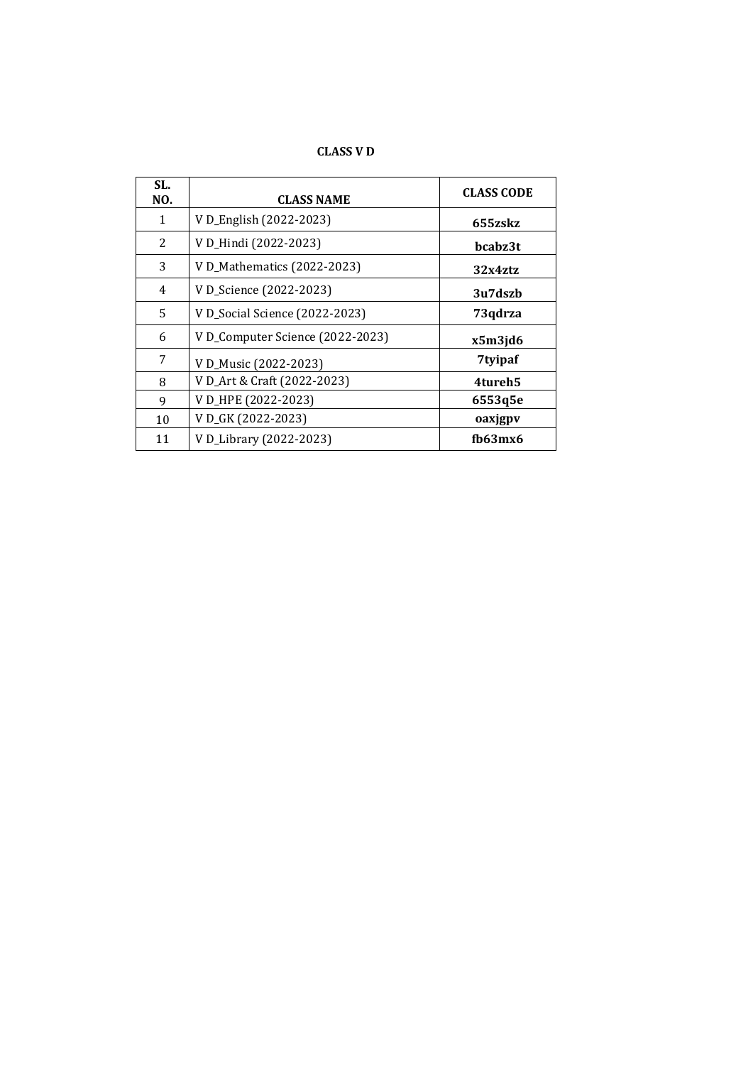**CLASS V D**

| SL. NO. | CLASS NAME | CLASS CODE |
|---|---|---|
| 1 | V D_English (2022-2023) | **655zskz** |
| 2 | V D_Hindi (2022-2023) | **bcabz3t** |
| 3 | V D_Mathematics (2022-2023) | **32x4ztz** |
| 4 | V D_Science (2022-2023) | **3u7dszb** |
| 5 | V D_Social Science (2022-2023) | **73qdrza** |
| 6 | V D_Computer Science (2022-2023) | **x5m3jd6** |
| 7 | V D_Music (2022-2023) | **7tyipaf** |
| 8 | V D_Art & Craft (2022-2023) | **4tureh5** |
| 9 | V D_HPE (2022-2023) | **6553q5e** |
| 10 | V D_GK (2022-2023) | **oaxjgpv** |
| 11 | V D_Library (2022-2023) | **fb63mx6** |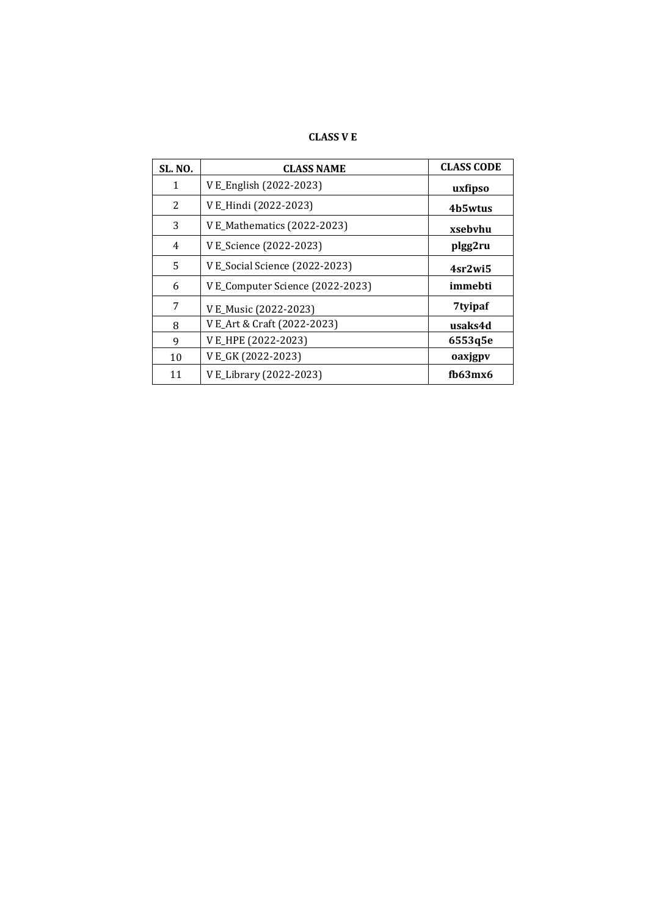**CLASS V E**

| SL. NO. | CLASS NAME | CLASS CODE |
|---|---|---|
| 1 | V E_English (2022-2023) | **uxfipso** |
| 2 | V E_Hindi (2022-2023) | **4b5wtus** |
| 3 | V E_Mathematics (2022-2023) | **xsebvhu** |
| 4 | V E_Science (2022-2023) | **plgg2ru** |
| 5 | V E_Social Science (2022-2023) | **4sr2wi5** |
| 6 | V E_Computer Science (2022-2023) | **immebti** |
| 7 | V E_Music (2022-2023) | **7tyipaf** |
| 8 | V E_Art & Craft (2022-2023) | **usaks4d** |
| 9 | V E_HPE (2022-2023) | **6553q5e** |
| 10 | V E_GK (2022-2023) | **oaxjgpv** |
| 11 | V E_Library (2022-2023) | **fb63mx6** |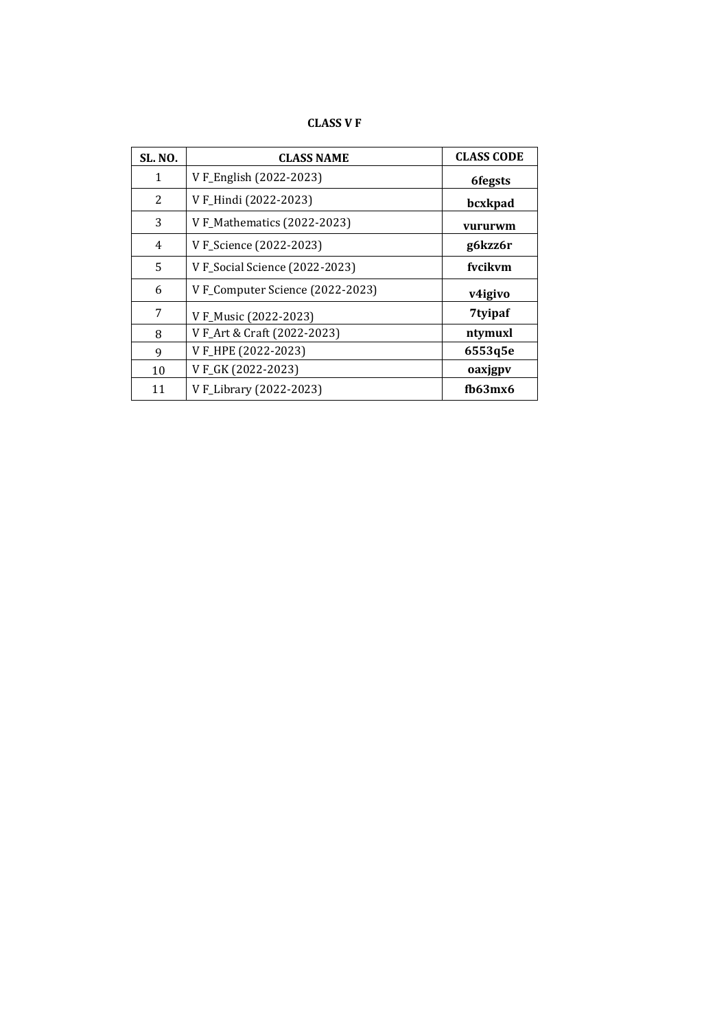**CLASS V F**

| SL. NO. | CLASS NAME | CLASS CODE |
|---|---|---|
| 1 | V F_English (2022-2023) | **6fegsts** |
| 2 | V F_Hindi (2022-2023) | **bcxkpad** |
| 3 | V F_Mathematics (2022-2023) | **vururwm** |
| 4 | V F_Science (2022-2023) | **g6kzz6r** |
| 5 | V F_Social Science (2022-2023) | **fvcikvm** |
| 6 | V F_Computer Science (2022-2023) | **v4igivo** |
| 7 | V F_Music (2022-2023) | **7tyipaf** |
| 8 | V F_Art & Craft (2022-2023) | **ntymuxl** |
| 9 | V F_HPE (2022-2023) | **6553q5e** |
| 10 | V F_GK (2022-2023) | **oaxjgpv** |
| 11 | V F_Library (2022-2023) | **fb63mx6** |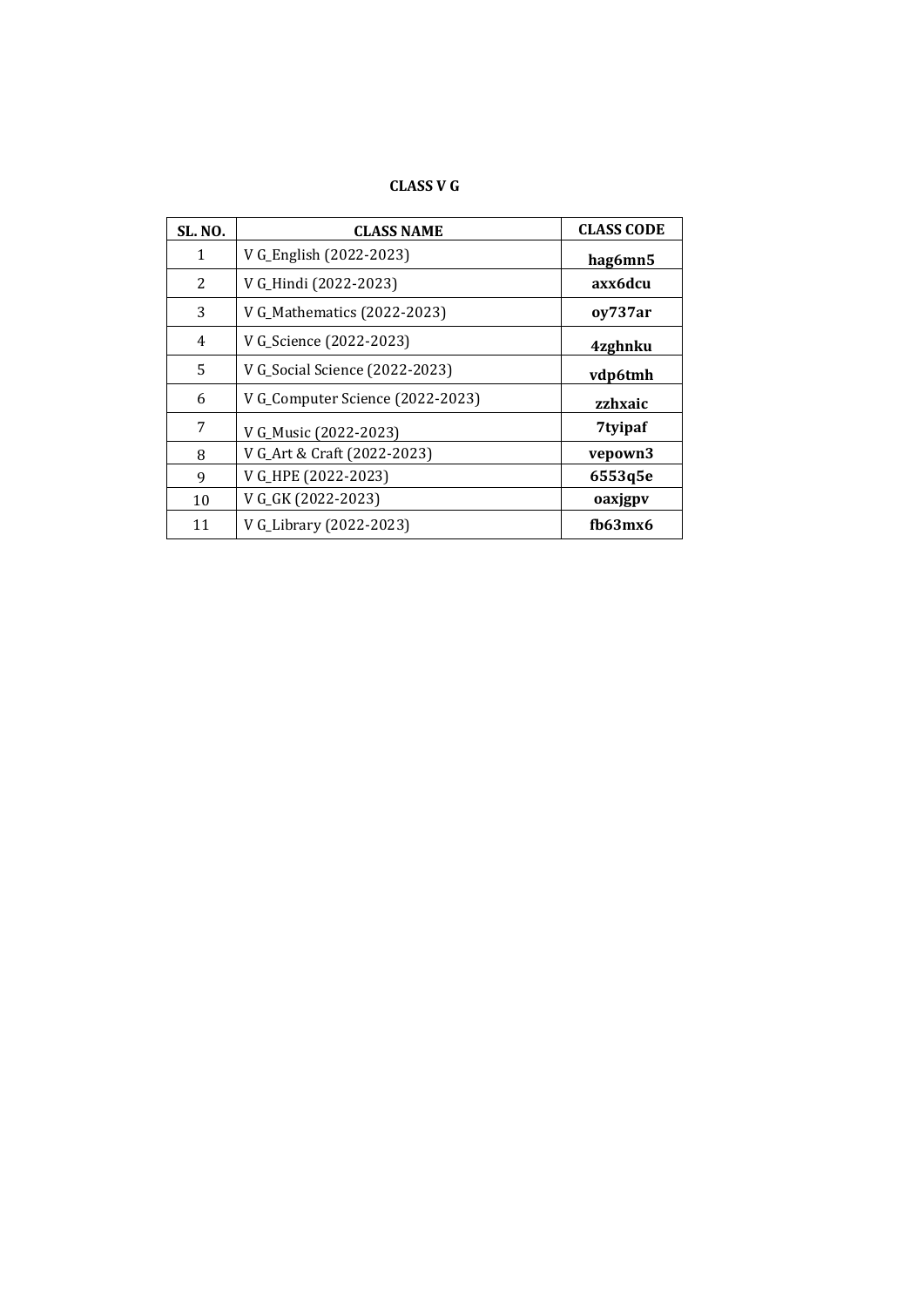**CLASS V G**

| SL. NO. | CLASS NAME | CLASS CODE |
|---|---|---|
| 1 | V G_English (2022-2023) | **hag6mn5** |
| 2 | V G_Hindi (2022-2023) | **axx6dcu** |
| 3 | V G_Mathematics (2022-2023) | **oy737ar** |
| 4 | V G_Science (2022-2023) | **4zghnku** |
| 5 | V G_Social Science (2022-2023) | **vdp6tmh** |
| 6 | V G_Computer Science (2022-2023) | **zzhxaic** |
| 7 | V G_Music (2022-2023) | **7tyipaf** |
| 8 | V G_Art & Craft (2022-2023) | **vepown3** |
| 9 | V G_HPE (2022-2023) | **6553q5e** |
| 10 | V G_GK (2022-2023) | **oaxjgpv** |
| 11 | V G_Library (2022-2023) | **fb63mx6** |